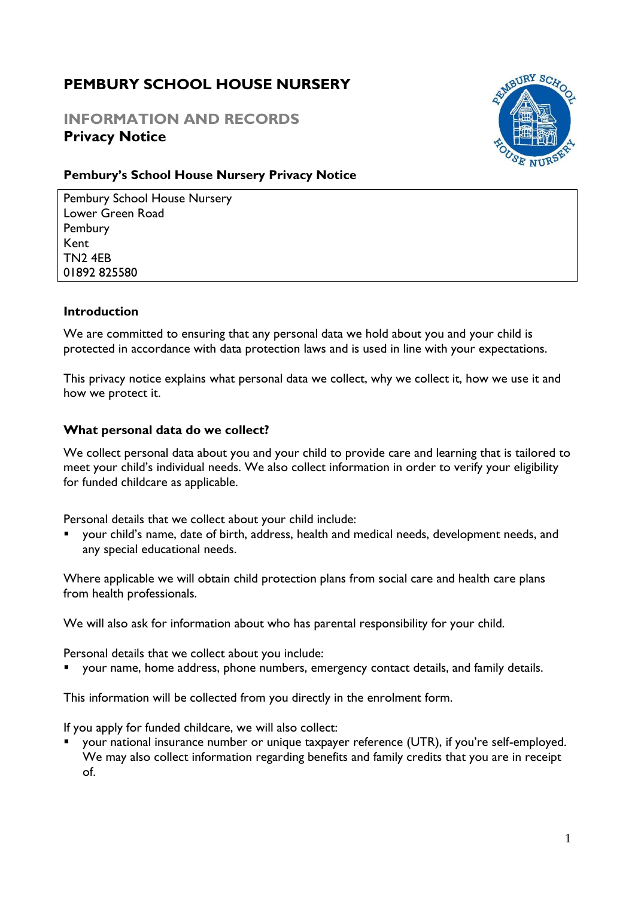# PEMBURY SCHOOL HOUSE NURSERY

## INFORMATION AND RECORDS

## Privacy Notice

### Pembury's School House Nursery Privacy Notice

| Pembury School House Nursery<br>Lower Green Road<br>Pembury<br>Kent<br>TN2 4EB<br>01892 825580 |
|---|

### Introduction

We are committed to ensuring that any personal data we hold about you and your child is protected in accordance with data protection laws and is used in line with your expectations.

This privacy notice explains what personal data we collect, why we collect it, how we use it and how we protect it.

### What personal data do we collect?

We collect personal data about you and your child to provide care and learning that is tailored to meet your child's individual needs. We also collect information in order to verify your eligibility for funded childcare as applicable.

Personal details that we collect about your child include:

- your child's name, date of birth, address, health and medical needs, development needs, and any special educational needs.

Where applicable we will obtain child protection plans from social care and health care plans from health professionals.

We will also ask for information about who has parental responsibility for your child.

Personal details that we collect about you include:

- your name, home address, phone numbers, emergency contact details, and family details.

This information will be collected from you directly in the enrolment form.

If you apply for funded childcare, we will also collect:

- your national insurance number or unique taxpayer reference (UTR), if you're self-employed. We may also collect information regarding benefits and family credits that you are in receipt of.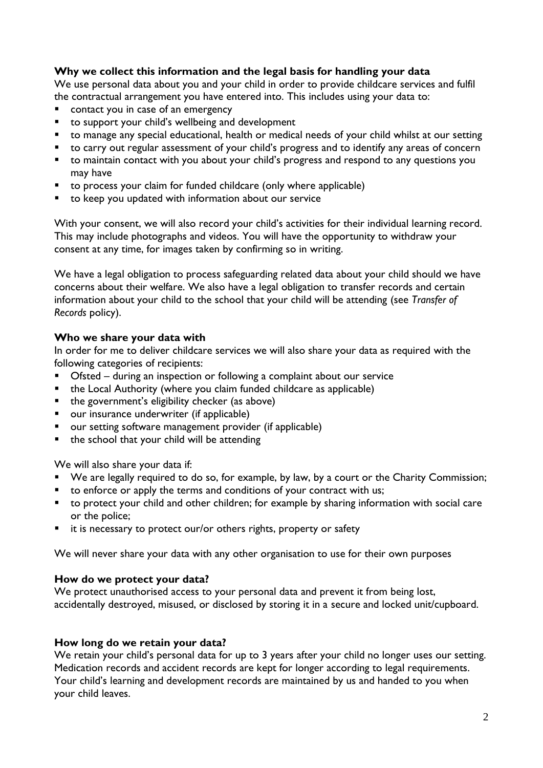### Why we collect this information and the legal basis for handling your data

We use personal data about you and your child in order to provide childcare services and fulfil the contractual arrangement you have entered into. This includes using your data to:

- contact you in case of an emergency
- to support your child's wellbeing and development
- to manage any special educational, health or medical needs of your child whilst at our setting
- to carry out regular assessment of your child's progress and to identify any areas of concern
- to maintain contact with you about your child's progress and respond to any questions you may have
- to process your claim for funded childcare (only where applicable)
- to keep you updated with information about our service

With your consent, we will also record your child's activities for their individual learning record. This may include photographs and videos. You will have the opportunity to withdraw your consent at any time, for images taken by confirming so in writing.

We have a legal obligation to process safeguarding related data about your child should we have concerns about their welfare. We also have a legal obligation to transfer records and certain information about your child to the school that your child will be attending (see *Transfer of Records* policy).

### Who we share your data with

In order for me to deliver childcare services we will also share your data as required with the following categories of recipients:

- Ofsted – during an inspection or following a complaint about our service
- the Local Authority (where you claim funded childcare as applicable)
- the government's eligibility checker (as above)
- our insurance underwriter (if applicable)
- our setting software management provider (if applicable)
- the school that your child will be attending

We will also share your data if:

- We are legally required to do so, for example, by law, by a court or the Charity Commission;
- to enforce or apply the terms and conditions of your contract with us;
- to protect your child and other children; for example by sharing information with social care or the police;
- it is necessary to protect our/or others rights, property or safety

We will never share your data with any other organisation to use for their own purposes

### How do we protect your data?

We protect unauthorised access to your personal data and prevent it from being lost, accidentally destroyed, misused, or disclosed by storing it in a secure and locked unit/cupboard.

### How long do we retain your data?

We retain your child's personal data for up to 3 years after your child no longer uses our setting. Medication records and accident records are kept for longer according to legal requirements. Your child's learning and development records are maintained by us and handed to you when your child leaves.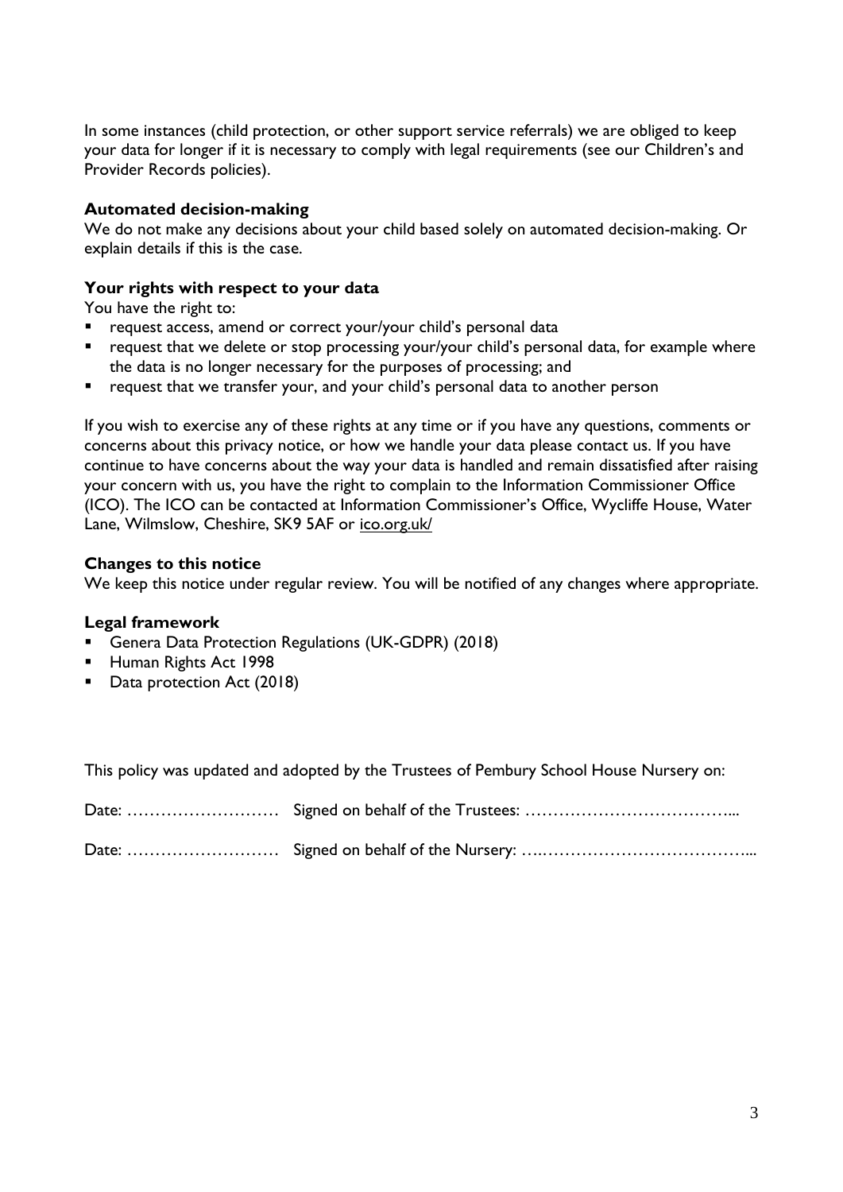In some instances (child protection, or other support service referrals) we are obliged to keep your data for longer if it is necessary to comply with legal requirements (see our Children's and Provider Records policies).

**Automated decision-making**

We do not make any decisions about your child based solely on automated decision-making. Or explain details if this is the case.

**Your rights with respect to your data**

You have the right to:

- request access, amend or correct your/your child's personal data
- request that we delete or stop processing your/your child's personal data, for example where the data is no longer necessary for the purposes of processing; and
- request that we transfer your, and your child's personal data to another person

If you wish to exercise any of these rights at any time or if you have any questions, comments or concerns about this privacy notice, or how we handle your data please contact us. If you have continue to have concerns about the way your data is handled and remain dissatisfied after raising your concern with us, you have the right to complain to the Information Commissioner Office (ICO). The ICO can be contacted at Information Commissioner's Office, Wycliffe House, Water Lane, Wilmslow, Cheshire, SK9 5AF or ico.org.uk/

**Changes to this notice**

We keep this notice under regular review. You will be notified of any changes where appropriate.

**Legal framework**

- Genera Data Protection Regulations (UK-GDPR) (2018)
- Human Rights Act 1998
- Data protection Act (2018)

This policy was updated and adopted by the Trustees of Pembury School House Nursery on:

Date: ……………………… Signed on behalf of the Trustees: ………………………………...

Date: ……………………… Signed on behalf of the Nursery: ….………………………………...